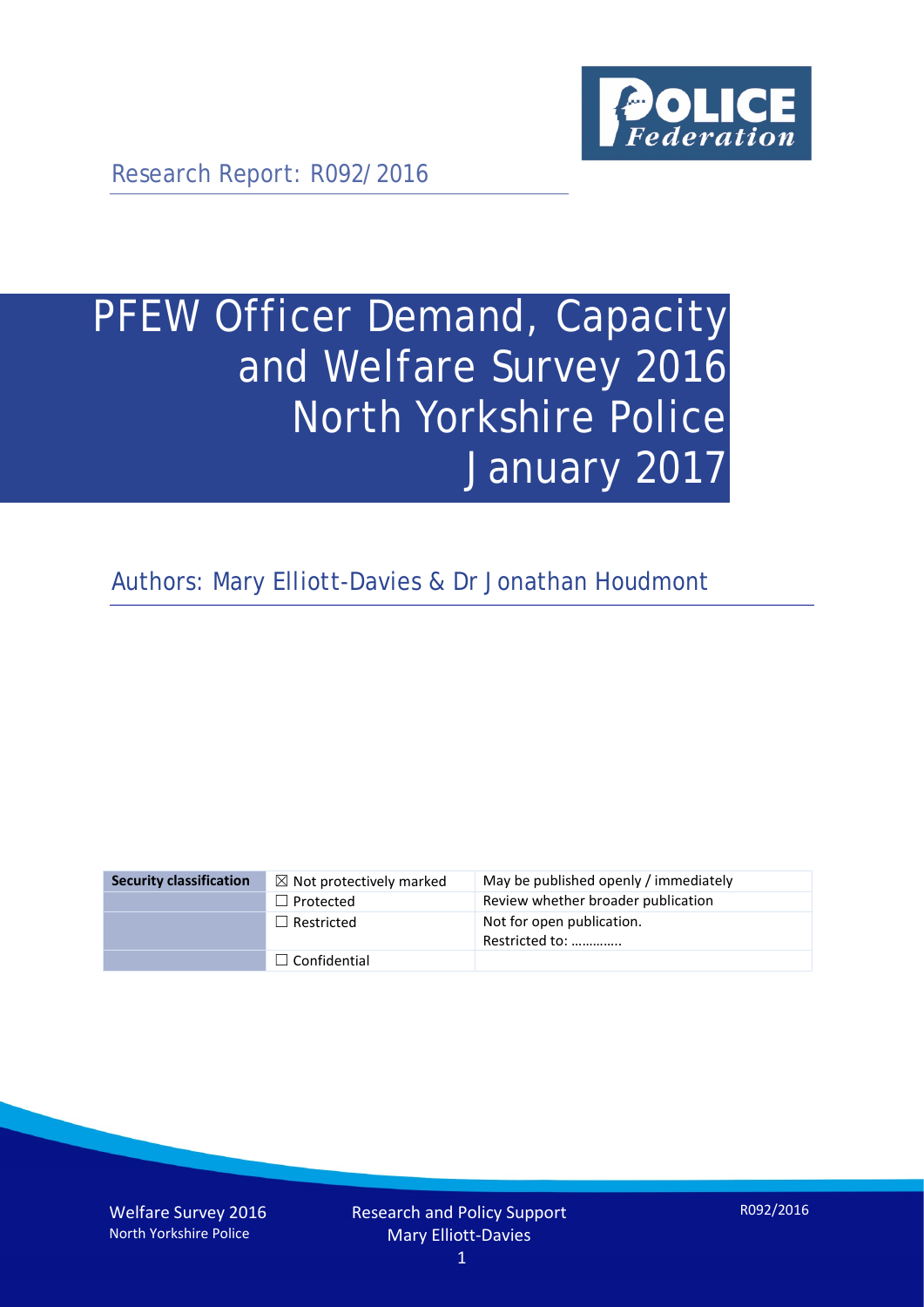Research Report: R092/2016

# PFEW Officer Demand, Capacity and Welfare Survey 2016 North Yorkshire Police January 2017

Authors: Mary Elliott-Davies & Dr Jonathan Houdmont

| Security classification | ☒ Not protectively marked | May be published openly / immediately |
|---|---|---|
| | ☐ Protected | Review whether broader publication |
| | ☐ Restricted | Not for open publication. Restricted to: ………….. |
| | ☐ Confidential | |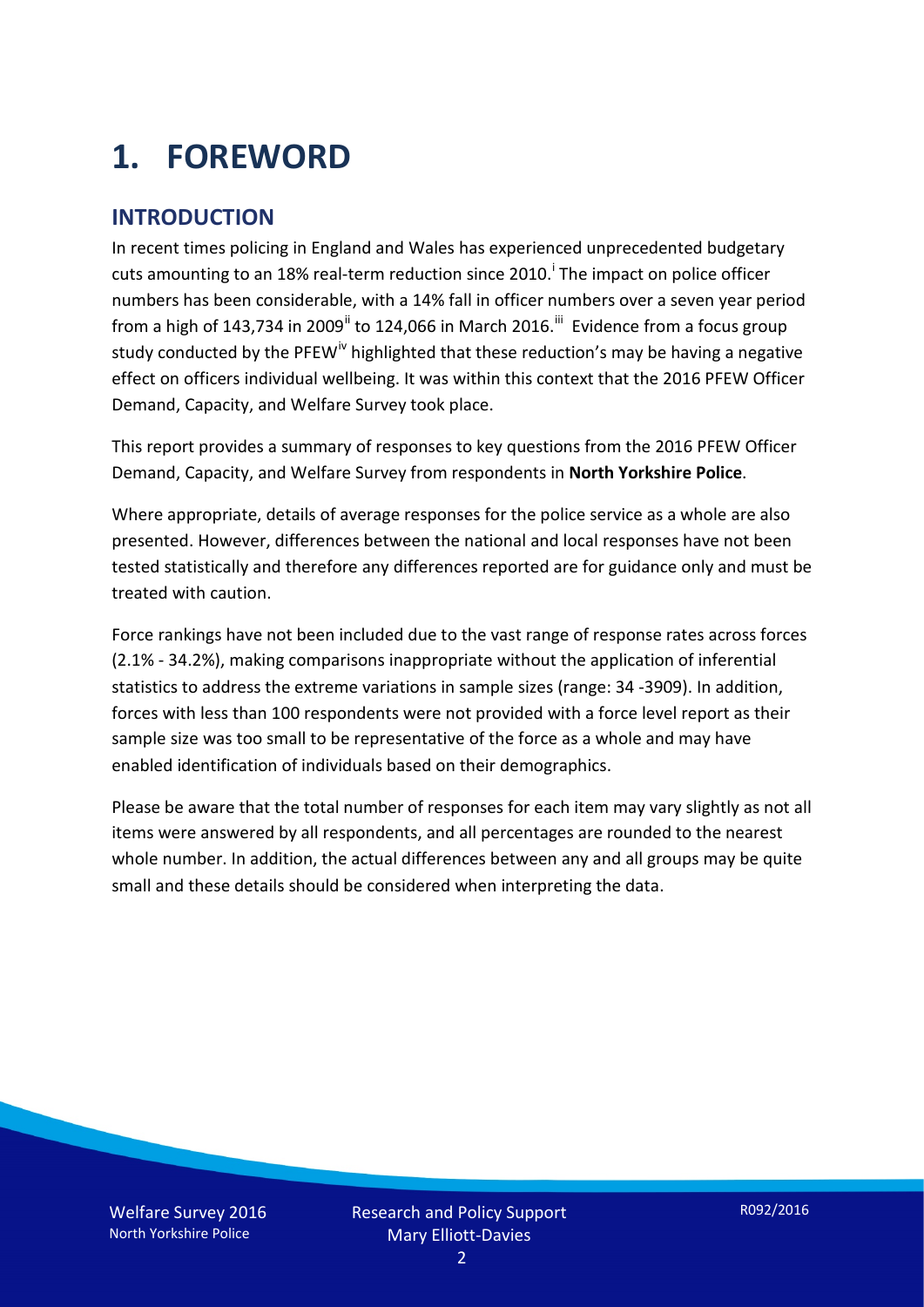# 1. FOREWORD

## INTRODUCTION

In recent times policing in England and Wales has experienced unprecedented budgetary cuts amounting to an 18% real-term reduction since 2010.[i] The impact on police officer numbers has been considerable, with a 14% fall in officer numbers over a seven year period from a high of 143,734 in 2009[ii] to 124,066 in March 2016.[iii] Evidence from a focus group study conducted by the PFEW[iv] highlighted that these reduction's may be having a negative effect on officers individual wellbeing. It was within this context that the 2016 PFEW Officer Demand, Capacity, and Welfare Survey took place.

This report provides a summary of responses to key questions from the 2016 PFEW Officer Demand, Capacity, and Welfare Survey from respondents in **North Yorkshire Police**.

Where appropriate, details of average responses for the police service as a whole are also presented. However, differences between the national and local responses have not been tested statistically and therefore any differences reported are for guidance only and must be treated with caution.

Force rankings have not been included due to the vast range of response rates across forces (2.1% - 34.2%), making comparisons inappropriate without the application of inferential statistics to address the extreme variations in sample sizes (range: 34 -3909). In addition, forces with less than 100 respondents were not provided with a force level report as their sample size was too small to be representative of the force as a whole and may have enabled identification of individuals based on their demographics.

Please be aware that the total number of responses for each item may vary slightly as not all items were answered by all respondents, and all percentages are rounded to the nearest whole number. In addition, the actual differences between any and all groups may be quite small and these details should be considered when interpreting the data.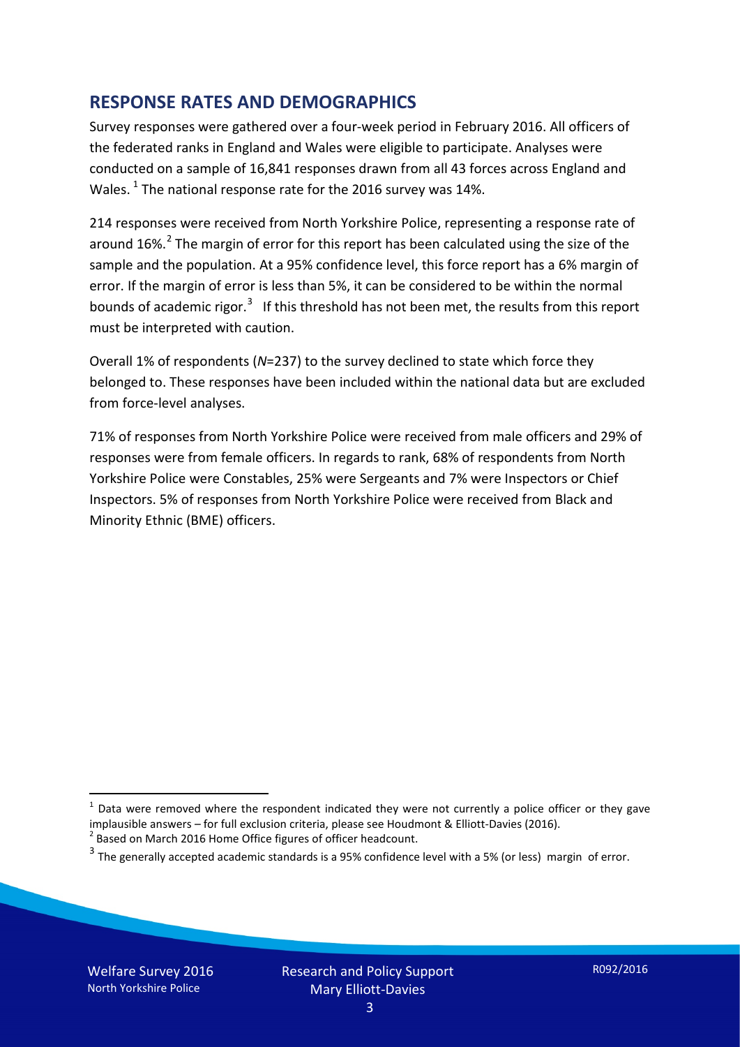## RESPONSE RATES AND DEMOGRAPHICS

Survey responses were gathered over a four-week period in February 2016. All officers of the federated ranks in England and Wales were eligible to participate. Analyses were conducted on a sample of 16,841 responses drawn from all 43 forces across England and Wales. [1] The national response rate for the 2016 survey was 14%.

214 responses were received from North Yorkshire Police, representing a response rate of around 16%.[2] The margin of error for this report has been calculated using the size of the sample and the population. At a 95% confidence level, this force report has a 6% margin of error. If the margin of error is less than 5%, it can be considered to be within the normal bounds of academic rigor.[3] If this threshold has not been met, the results from this report must be interpreted with caution.

Overall 1% of respondents (*N*=237) to the survey declined to state which force they belonged to. These responses have been included within the national data but are excluded from force-level analyses.

71% of responses from North Yorkshire Police were received from male officers and 29% of responses were from female officers. In regards to rank, 68% of respondents from North Yorkshire Police were Constables, 25% were Sergeants and 7% were Inspectors or Chief Inspectors. 5% of responses from North Yorkshire Police were received from Black and Minority Ethnic (BME) officers.

---

[1] Data were removed where the respondent indicated they were not currently a police officer or they gave implausible answers – for full exclusion criteria, please see Houdmont & Elliott-Davies (2016).

[2] Based on March 2016 Home Office figures of officer headcount.

[3] The generally accepted academic standards is a 95% confidence level with a 5% (or less) margin of error.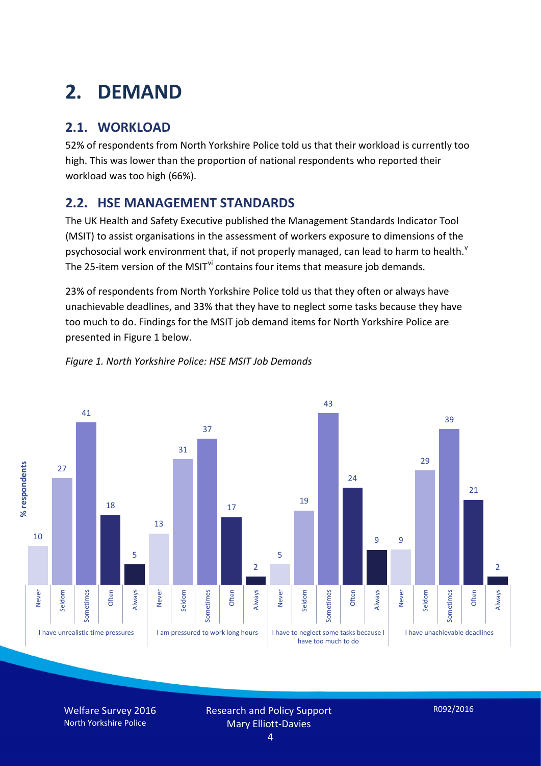# 2. DEMAND

## 2.1. WORKLOAD

52% of respondents from North Yorkshire Police told us that their workload is currently too high. This was lower than the proportion of national respondents who reported their workload was too high (66%).

## 2.2. HSE MANAGEMENT STANDARDS

The UK Health and Safety Executive published the Management Standards Indicator Tool (MSIT) to assist organisations in the assessment of workers exposure to dimensions of the psychosocial work environment that, if not properly managed, can lead to harm to health.[v] The 25-item version of the MSIT[vi] contains four items that measure job demands.

23% of respondents from North Yorkshire Police told us that they often or always have unachievable deadlines, and 33% that they have to neglect some tasks because they have too much to do. Findings for the MSIT job demand items for North Yorkshire Police are presented in Figure 1 below.

*Figure 1. North Yorkshire Police: HSE MSIT Job Demands*

| % respondents | Never | Seldom | Sometimes | Often | Always |
|---|---|---|---|---|---|
| I have unrealistic time pressures | 10 | 27 | 41 | 18 | 5 |
| I am pressured to work long hours | 13 | 31 | 37 | 17 | 2 |
| I have to neglect some tasks because I have too much to do | 5 | 19 | 43 | 24 | 9 |
| I have unachievable deadlines | 9 | 29 | 39 | 21 | 2 |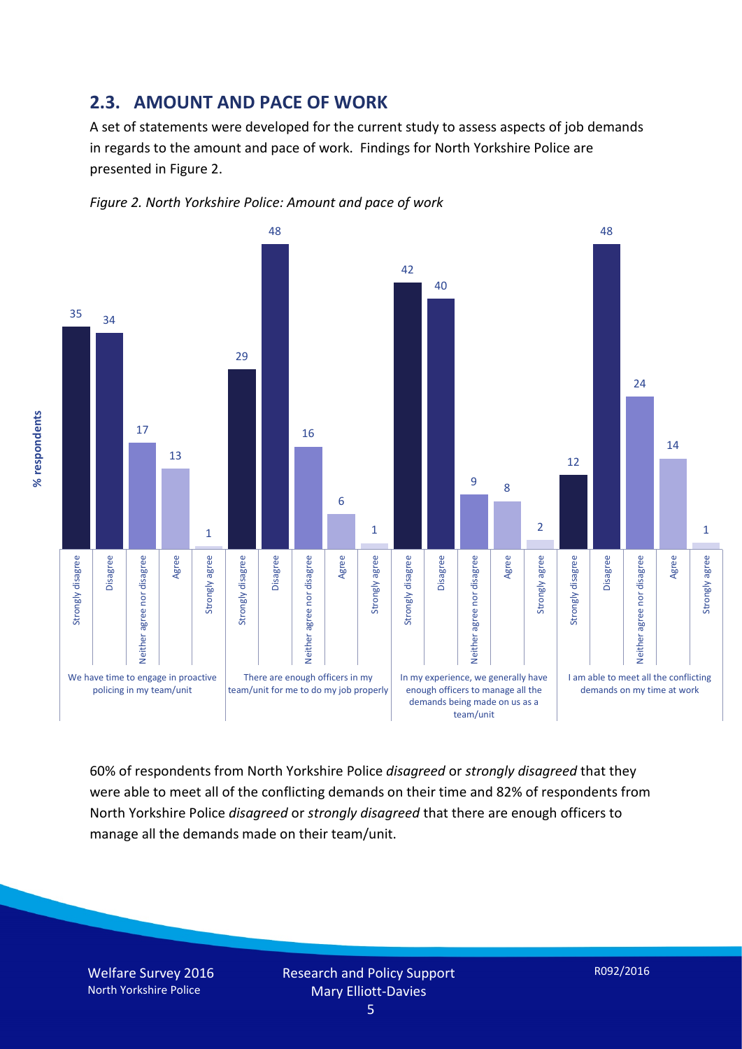## 2.3. AMOUNT AND PACE OF WORK

A set of statements were developed for the current study to assess aspects of job demands in regards to the amount and pace of work. Findings for North Yorkshire Police are presented in Figure 2.

*Figure 2. North Yorkshire Police: Amount and pace of work*

| % respondents | Strongly disagree | Disagree | Neither agree nor disagree | Agree | Strongly agree |
|---|---|---|---|---|---|
| We have time to engage in proactive policing in my team/unit | 35 | 34 | 17 | 13 | 1 |
| There are enough officers in my team/unit for me to do my job properly | 29 | 48 | 16 | 6 | 1 |
| In my experience, we generally have enough officers to manage all the demands being made on us as a team/unit | 42 | 40 | 9 | 8 | 2 |
| I am able to meet all the conflicting demands on my time at work | 12 | 48 | 24 | 14 | 1 |

60% of respondents from North Yorkshire Police *disagreed* or *strongly disagreed* that they were able to meet all of the conflicting demands on their time and 82% of respondents from North Yorkshire Police *disagreed* or *strongly disagreed* that there are enough officers to manage all the demands made on their team/unit.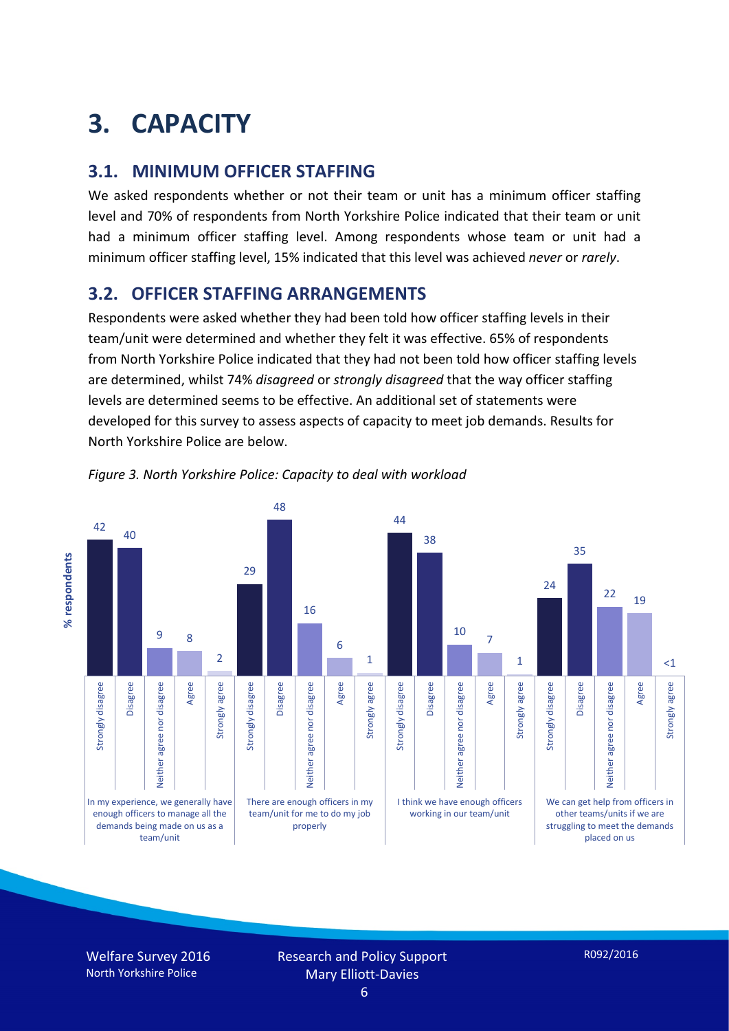# 3. CAPACITY

## 3.1. MINIMUM OFFICER STAFFING

We asked respondents whether or not their team or unit has a minimum officer staffing level and 70% of respondents from North Yorkshire Police indicated that their team or unit had a minimum officer staffing level. Among respondents whose team or unit had a minimum officer staffing level, 15% indicated that this level was achieved *never* or *rarely*.

## 3.2. OFFICER STAFFING ARRANGEMENTS

Respondents were asked whether they had been told how officer staffing levels in their team/unit were determined and whether they felt it was effective. 65% of respondents from North Yorkshire Police indicated that they had not been told how officer staffing levels are determined, whilst 74% *disagreed* or *strongly disagreed* that the way officer staffing levels are determined seems to be effective. An additional set of statements were developed for this survey to assess aspects of capacity to meet job demands. Results for North Yorkshire Police are below.

*Figure 3. North Yorkshire Police: Capacity to deal with workload*

| % respondents | Strongly disagree | Disagree | Neither agree nor disagree | Agree | Strongly agree |
|---|---|---|---|---|---|
| In my experience, we generally have enough officers to manage all the demands being made on us as a team/unit | 42 | 40 | 9 | 8 | 2 |
| There are enough officers in my team/unit for me to do my job properly | 29 | 48 | 16 | 6 | 1 |
| I think we have enough officers working in our team/unit | 44 | 38 | 10 | 7 | 1 |
| We can get help from officers in other teams/units if we are struggling to meet the demands placed on us | 24 | 35 | 22 | 19 | <1 |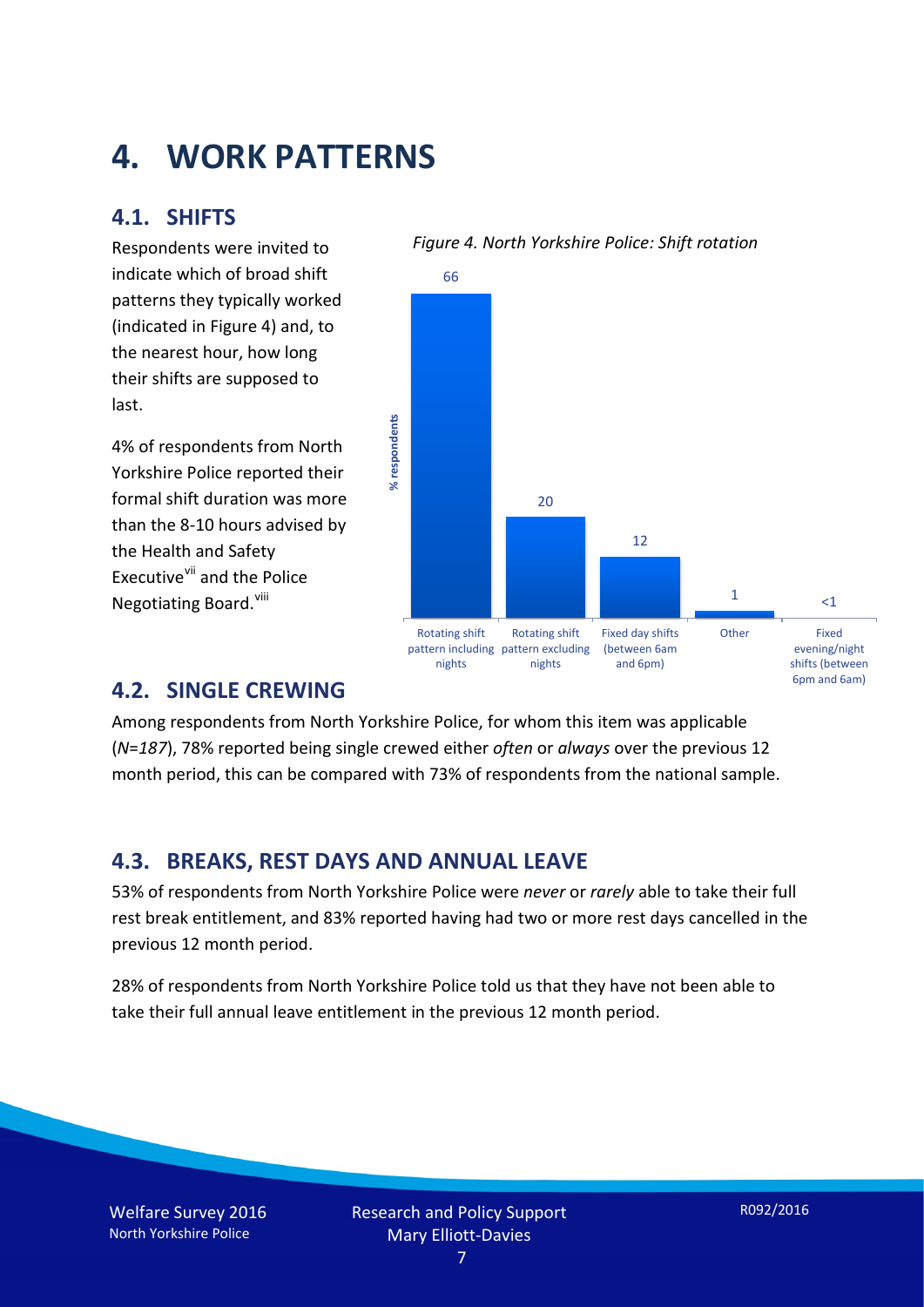# 4. WORK PATTERNS

## 4.1. SHIFTS

Respondents were invited to indicate which of broad shift patterns they typically worked (indicated in Figure 4) and, to the nearest hour, how long their shifts are supposed to last.

4% of respondents from North Yorkshire Police reported their formal shift duration was more than the 8-10 hours advised by the Health and Safety Executive[vii] and the Police Negotiating Board.[viii]

*Figure 4. North Yorkshire Police: Shift rotation*

| Shift pattern | % respondents |
|---|---|
| Rotating shift pattern including nights | 66 |
| Rotating shift pattern excluding nights | 20 |
| Fixed day shifts (between 6am and 6pm) | 12 |
| Other | 1 |
| Fixed evening/night shifts (between 6pm and 6am) | <1 |

## 4.2. SINGLE CREWING

Among respondents from North Yorkshire Police, for whom this item was applicable (*N=187*), 78% reported being single crewed either *often* or *always* over the previous 12 month period, this can be compared with 73% of respondents from the national sample.

## 4.3. BREAKS, REST DAYS AND ANNUAL LEAVE

53% of respondents from North Yorkshire Police were *never* or *rarely* able to take their full rest break entitlement, and 83% reported having had two or more rest days cancelled in the previous 12 month period.

28% of respondents from North Yorkshire Police told us that they have not been able to take their full annual leave entitlement in the previous 12 month period.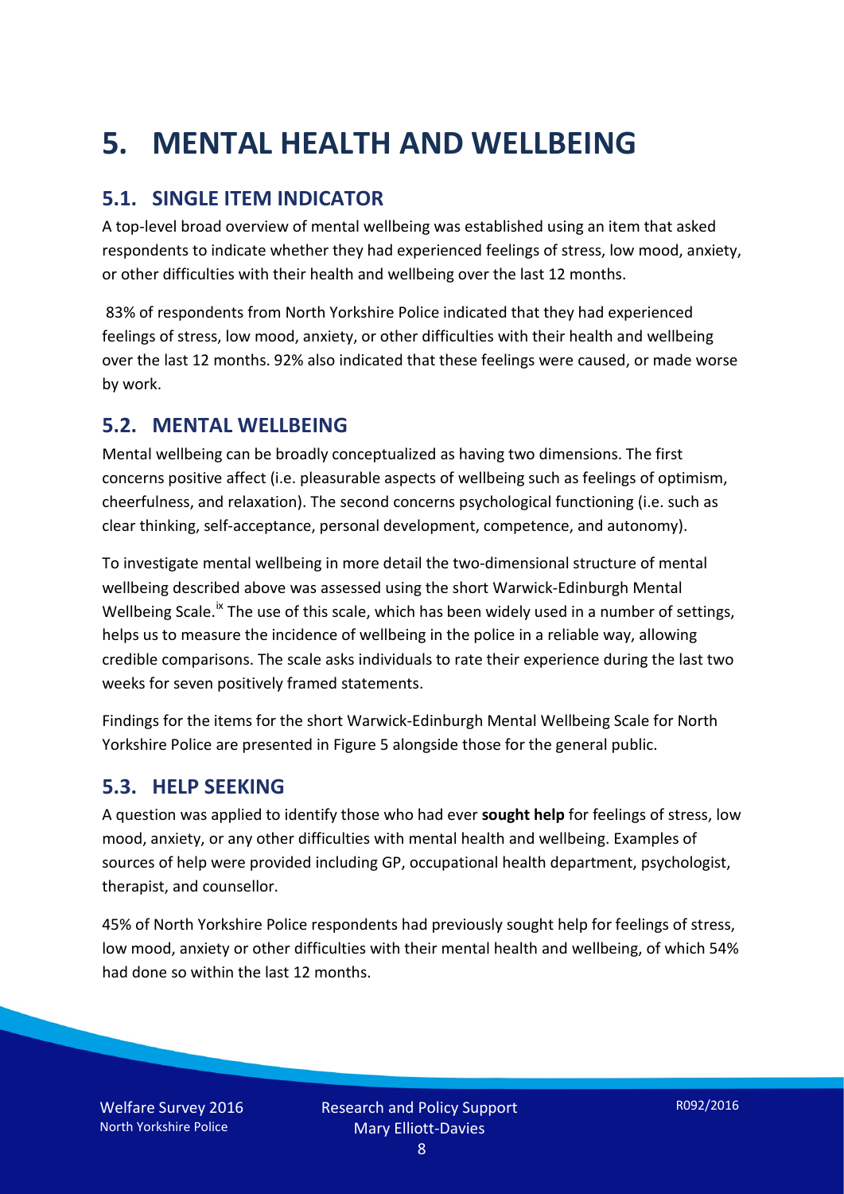# 5. MENTAL HEALTH AND WELLBEING

## 5.1. SINGLE ITEM INDICATOR

A top-level broad overview of mental wellbeing was established using an item that asked respondents to indicate whether they had experienced feelings of stress, low mood, anxiety, or other difficulties with their health and wellbeing over the last 12 months.

83% of respondents from North Yorkshire Police indicated that they had experienced feelings of stress, low mood, anxiety, or other difficulties with their health and wellbeing over the last 12 months. 92% also indicated that these feelings were caused, or made worse by work.

## 5.2. MENTAL WELLBEING

Mental wellbeing can be broadly conceptualized as having two dimensions. The first concerns positive affect (i.e. pleasurable aspects of wellbeing such as feelings of optimism, cheerfulness, and relaxation). The second concerns psychological functioning (i.e. such as clear thinking, self-acceptance, personal development, competence, and autonomy).

To investigate mental wellbeing in more detail the two-dimensional structure of mental wellbeing described above was assessed using the short Warwick-Edinburgh Mental Wellbeing Scale.[ix] The use of this scale, which has been widely used in a number of settings, helps us to measure the incidence of wellbeing in the police in a reliable way, allowing credible comparisons. The scale asks individuals to rate their experience during the last two weeks for seven positively framed statements.

Findings for the items for the short Warwick-Edinburgh Mental Wellbeing Scale for North Yorkshire Police are presented in Figure 5 alongside those for the general public.

## 5.3. HELP SEEKING

A question was applied to identify those who had ever **sought help** for feelings of stress, low mood, anxiety, or any other difficulties with mental health and wellbeing. Examples of sources of help were provided including GP, occupational health department, psychologist, therapist, and counsellor.

45% of North Yorkshire Police respondents had previously sought help for feelings of stress, low mood, anxiety or other difficulties with their mental health and wellbeing, of which 54% had done so within the last 12 months.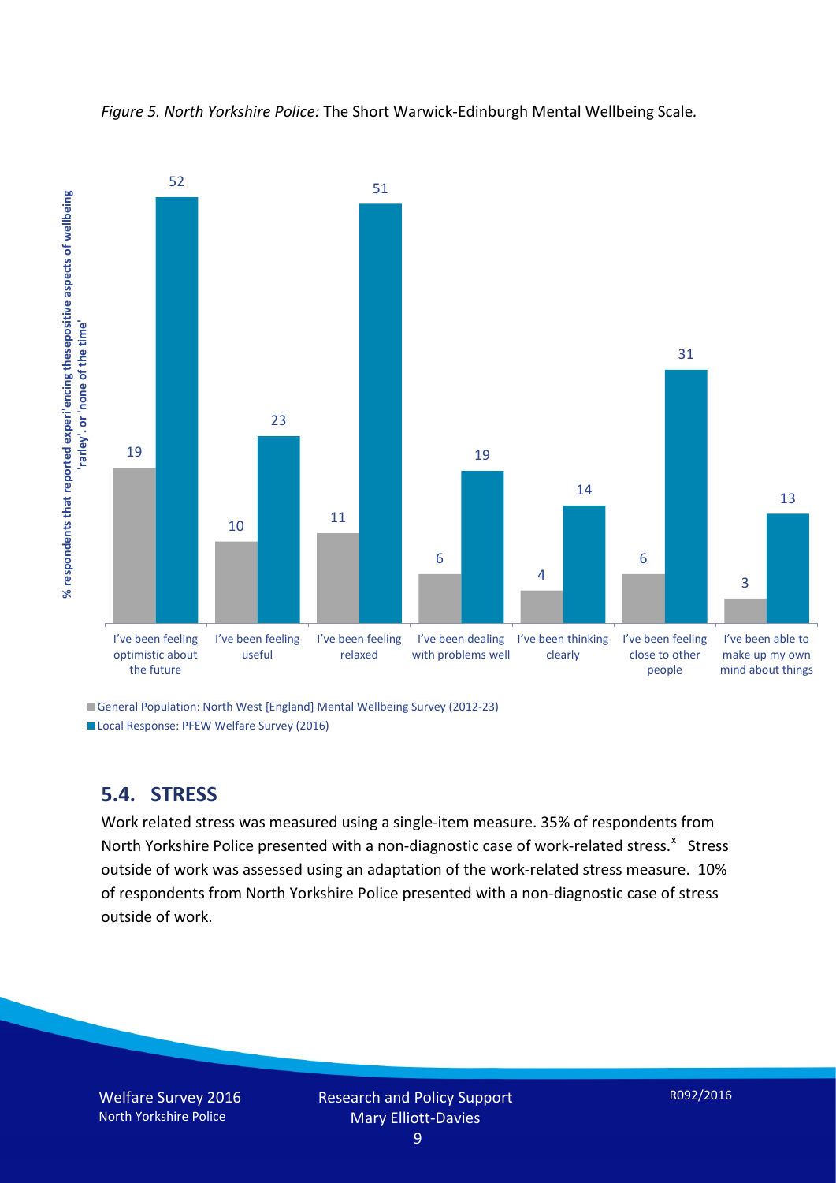*Figure 5. North Yorkshire Police:* The Short Warwick-Edinburgh Mental Wellbeing Scale*.*

| % respondents that reported experiencing these positive aspects of wellbeing 'rarley'. or 'none of the time' | General Population: North West [England] Mental Wellbeing Survey (2012-23) | Local Response: PFEW Welfare Survey (2016) |
| --- | --- | --- |
| I've been feeling optimistic about the future | 19 | 52 |
| I've been feeling useful | 10 | 23 |
| I've been feeling relaxed | 11 | 51 |
| I've been dealing with problems well | 6 | 19 |
| I've been thinking clearly | 4 | 14 |
| I've been feeling close to other people | 6 | 31 |
| I've been able to make up my own mind about things | 3 | 13 |

## 5.4. STRESS

Work related stress was measured using a single-item measure. 35% of respondents from North Yorkshire Police presented with a non-diagnostic case of work-related stress.[x] Stress outside of work was assessed using an adaptation of the work-related stress measure. 10% of respondents from North Yorkshire Police presented with a non-diagnostic case of stress outside of work.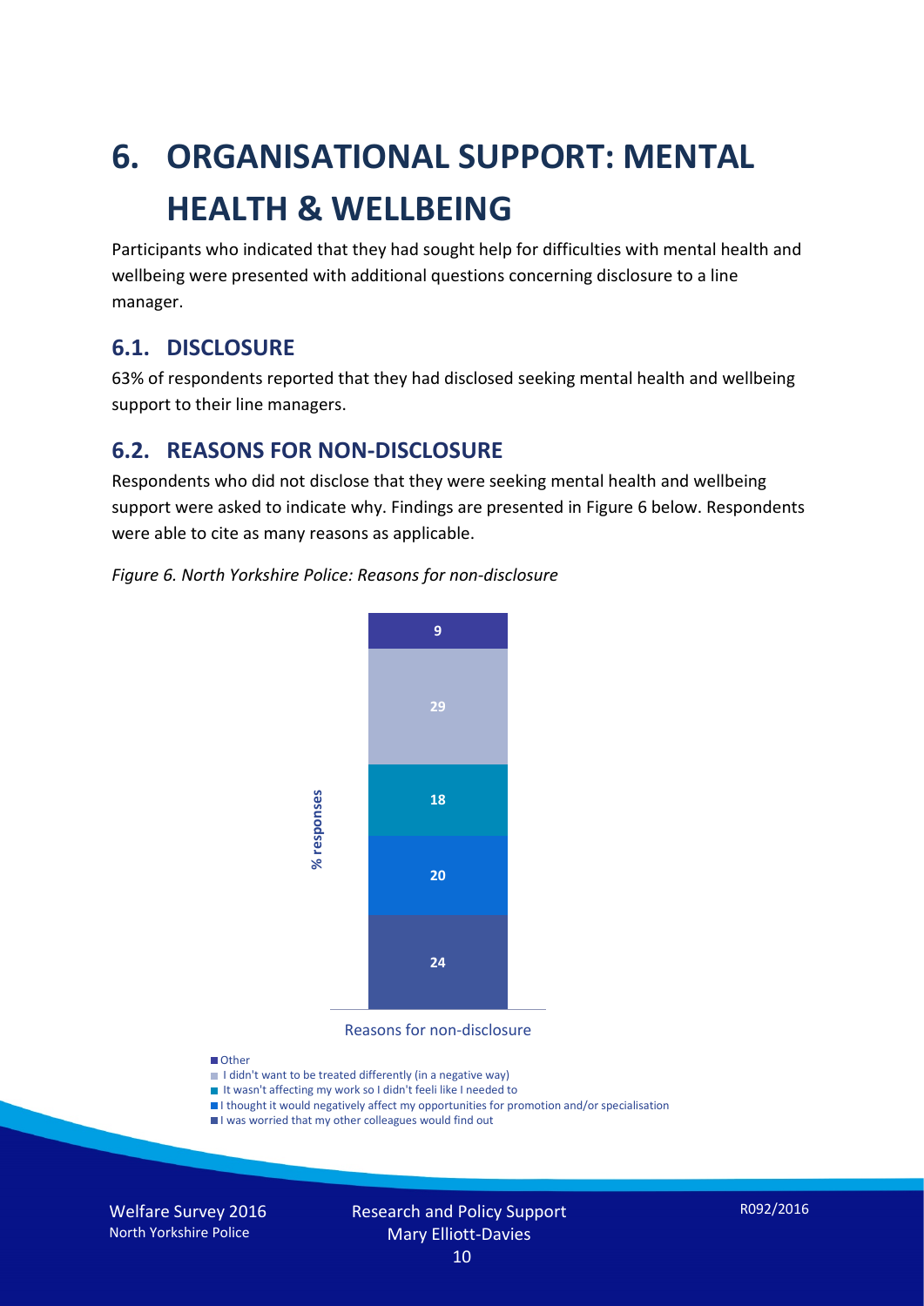# 6. ORGANISATIONAL SUPPORT: MENTAL HEALTH & WELLBEING

Participants who indicated that they had sought help for difficulties with mental health and wellbeing were presented with additional questions concerning disclosure to a line manager.

## 6.1. DISCLOSURE

63% of respondents reported that they had disclosed seeking mental health and wellbeing support to their line managers.

## 6.2. REASONS FOR NON-DISCLOSURE

Respondents who did not disclose that they were seeking mental health and wellbeing support were asked to indicate why. Findings are presented in Figure 6 below. Respondents were able to cite as many reasons as applicable.

*Figure 6. North Yorkshire Police: Reasons for non-disclosure*

| Reasons for non-disclosure | % responses |
|---|---|
| Other | 9 |
| I didn't want to be treated differently (in a negative way) | 29 |
| It wasn't affecting my work so I didn't feeli like I needed to | 18 |
| I thought it would negatively affect my opportunities for promotion and/or specialisation | 20 |
| I was worried that my other colleagues would find out | 24 |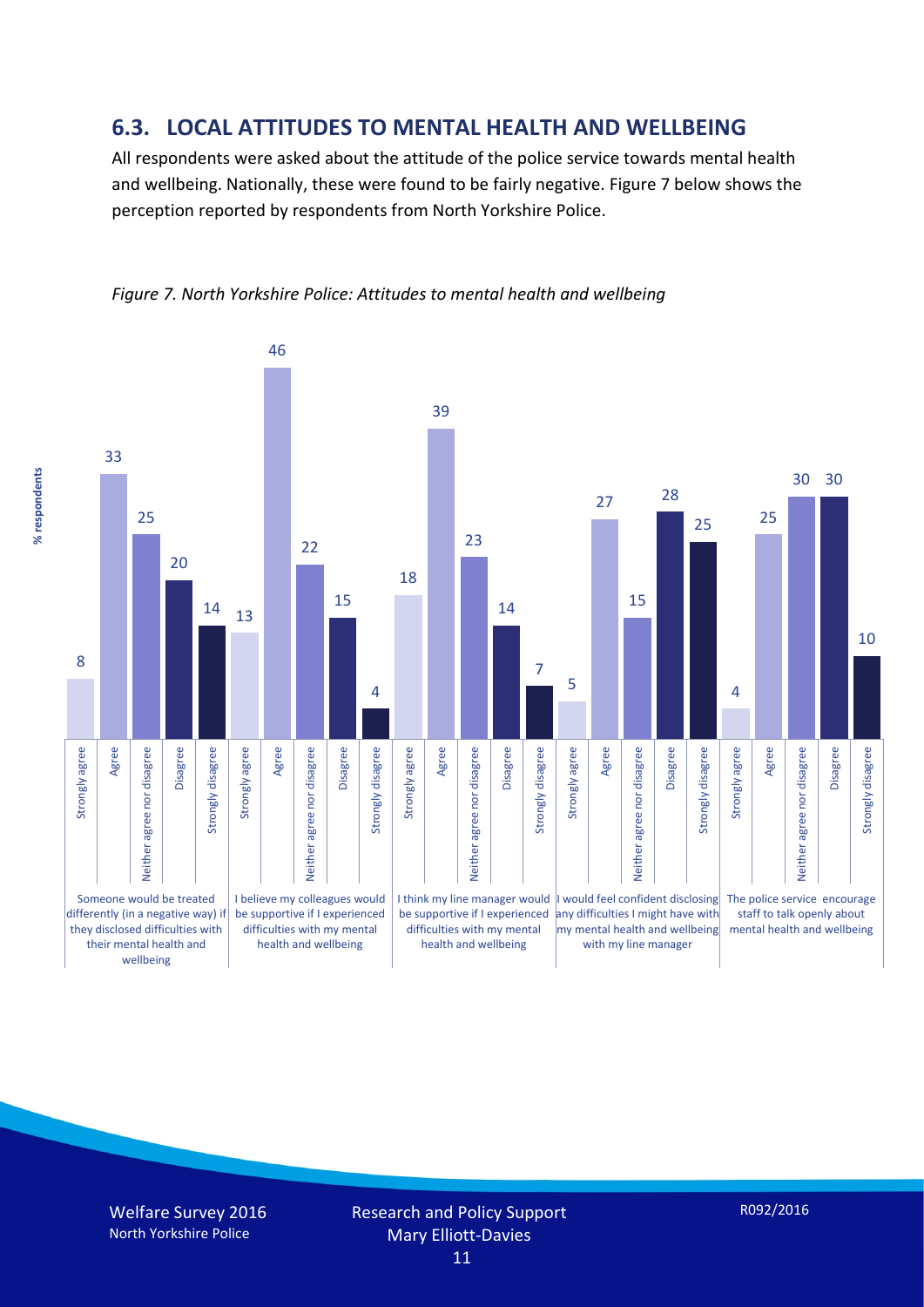## 6.3. LOCAL ATTITUDES TO MENTAL HEALTH AND WELLBEING

All respondents were asked about the attitude of the police service towards mental health and wellbeing. Nationally, these were found to be fairly negative. Figure 7 below shows the perception reported by respondents from North Yorkshire Police.

*Figure 7. North Yorkshire Police: Attitudes to mental health and wellbeing*

| % respondents | Strongly agree | Agree | Neither agree nor disagree | Disagree | Strongly disagree |
|---|---|---|---|---|---|
| Someone would be treated differently (in a negative way) if they disclosed difficulties with their mental health and wellbeing | 8 | 33 | 25 | 20 | 14 |
| I believe my colleagues would be supportive if I experienced difficulties with my mental health and wellbeing | 13 | 46 | 22 | 15 | 4 |
| I think my line manager would be supportive if I experienced difficulties with my mental health and wellbeing | 18 | 39 | 23 | 14 | 7 |
| I would feel confident disclosing any difficulties I might have with my mental health and wellbeing with my line manager | 5 | 27 | 15 | 28 | 25 |
| The police service encourage staff to talk openly about mental health and wellbeing | 4 | 25 | 30 | 30 | 10 |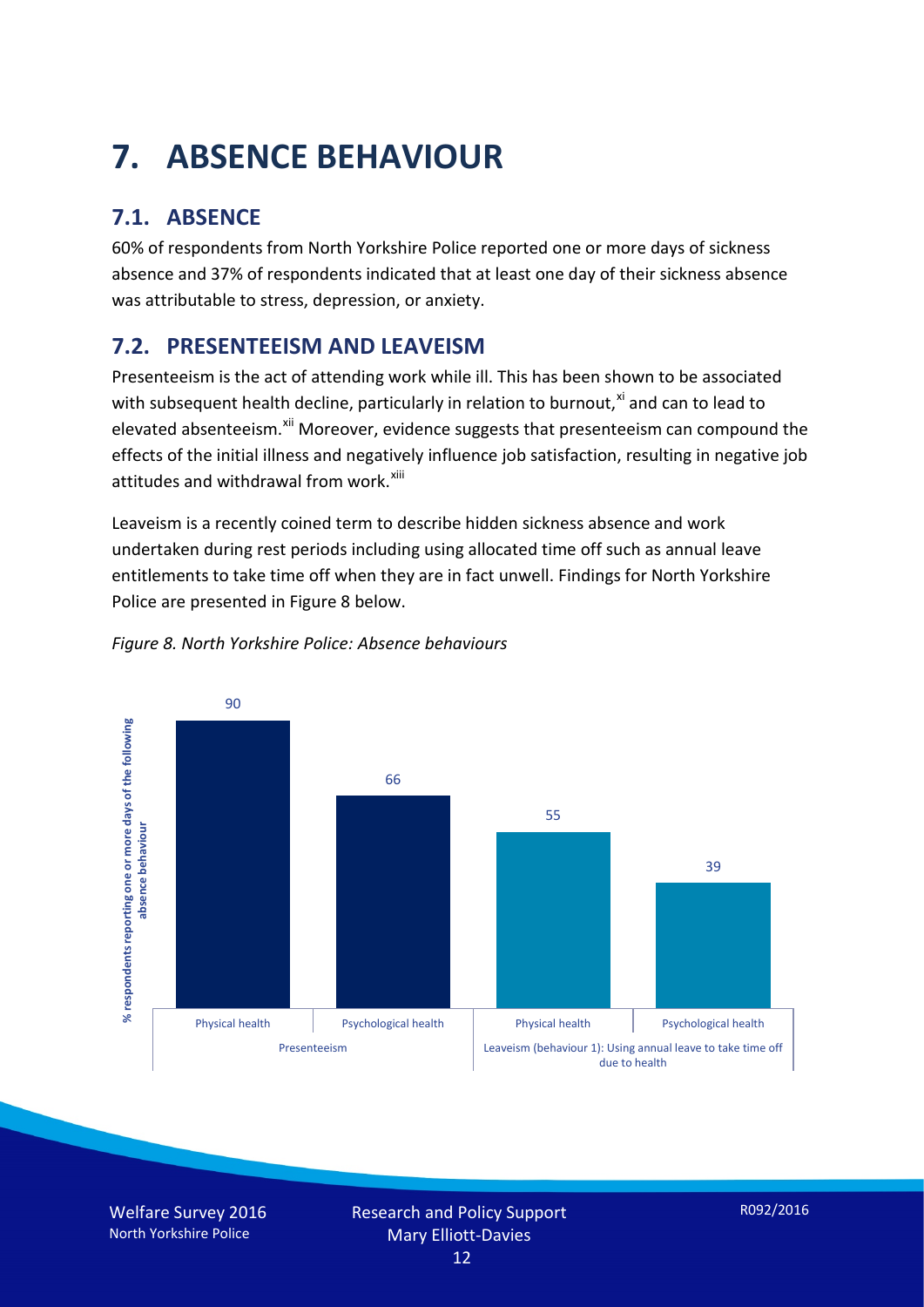# 7. ABSENCE BEHAVIOUR

## 7.1. ABSENCE

60% of respondents from North Yorkshire Police reported one or more days of sickness absence and 37% of respondents indicated that at least one day of their sickness absence was attributable to stress, depression, or anxiety.

## 7.2. PRESENTEEISM AND LEAVEISM

Presenteeism is the act of attending work while ill. This has been shown to be associated with subsequent health decline, particularly in relation to burnout,[xi] and can to lead to elevated absenteeism.[xii] Moreover, evidence suggests that presenteeism can compound the effects of the initial illness and negatively influence job satisfaction, resulting in negative job attitudes and withdrawal from work.[xiii]

Leaveism is a recently coined term to describe hidden sickness absence and work undertaken during rest periods including using allocated time off such as annual leave entitlements to take time off when they are in fact unwell. Findings for North Yorkshire Police are presented in Figure 8 below.

*Figure 8. North Yorkshire Police: Absence behaviours*

| % respondents reporting one or more days of the following absence behaviour | Physical health | Psychological health |
|---|---|---|
| Presenteeism | 90 | 66 |
| Leaveism (behaviour 1): Using annual leave to take time off due to health | 55 | 39 |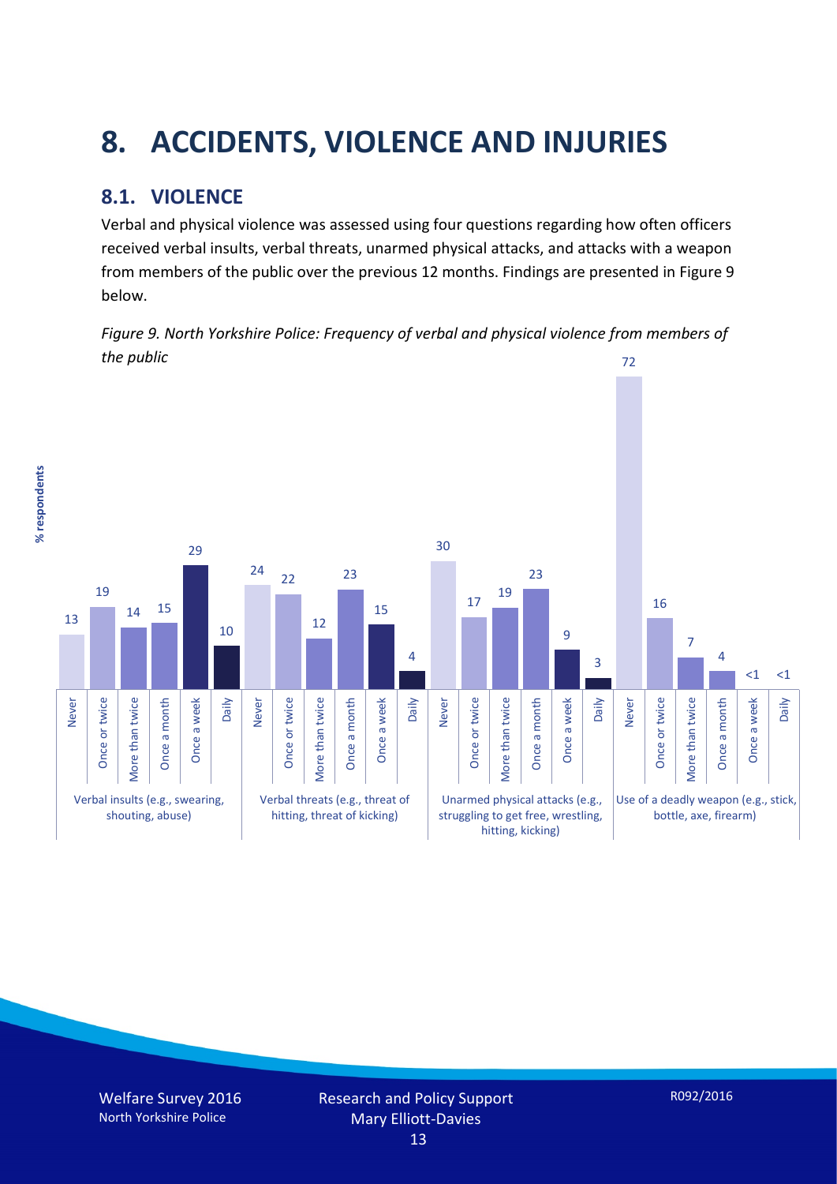# 8. ACCIDENTS, VIOLENCE AND INJURIES

## 8.1. VIOLENCE

Verbal and physical violence was assessed using four questions regarding how often officers received verbal insults, verbal threats, unarmed physical attacks, and attacks with a weapon from members of the public over the previous 12 months. Findings are presented in Figure 9 below.

*Figure 9. North Yorkshire Police: Frequency of verbal and physical violence from members of the public*

| % respondents | Never | Once or twice | More than twice | Once a month | Once a week | Daily |
|---|---|---|---|---|---|---|
| Verbal insults (e.g., swearing, shouting, abuse) | 13 | 19 | 14 | 15 | 29 | 10 |
| Verbal threats (e.g., threat of hitting, threat of kicking) | 24 | 22 | 12 | 23 | 15 | 4 |
| Unarmed physical attacks (e.g., struggling to get free, wrestling, hitting, kicking) | 30 | 17 | 19 | 23 | 9 | 3 |
| Use of a deadly weapon (e.g., stick, bottle, axe, firearm) | 72 | 16 | 7 | 4 | <1 | <1 |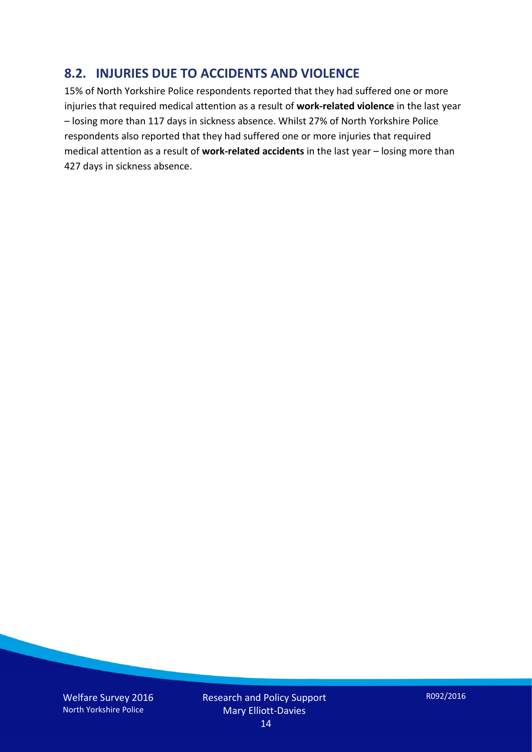## 8.2. INJURIES DUE TO ACCIDENTS AND VIOLENCE

15% of North Yorkshire Police respondents reported that they had suffered one or more injuries that required medical attention as a result of **work-related violence** in the last year – losing more than 117 days in sickness absence. Whilst 27% of North Yorkshire Police respondents also reported that they had suffered one or more injuries that required medical attention as a result of **work-related accidents** in the last year – losing more than 427 days in sickness absence.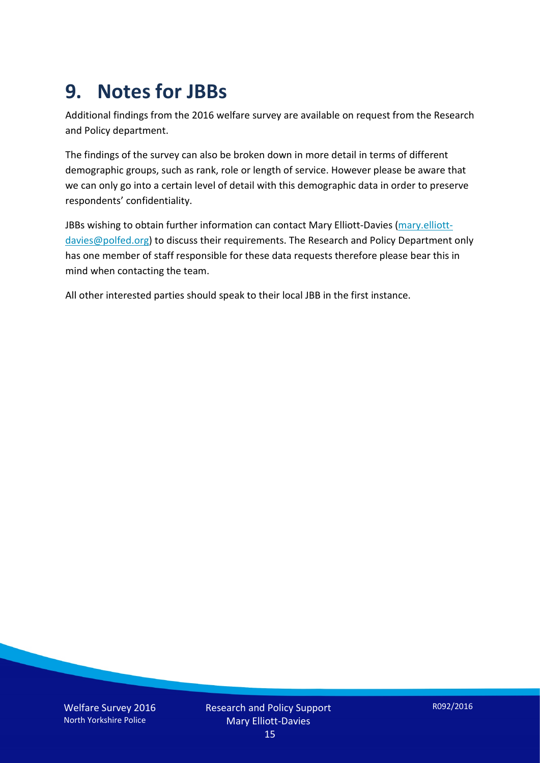# 9. Notes for JBBs

Additional findings from the 2016 welfare survey are available on request from the Research and Policy department.

The findings of the survey can also be broken down in more detail in terms of different demographic groups, such as rank, role or length of service. However please be aware that we can only go into a certain level of detail with this demographic data in order to preserve respondents' confidentiality.

JBBs wishing to obtain further information can contact Mary Elliott-Davies ([mary.elliott-davies@polfed.org](mailto:mary.elliott-davies@polfed.org)) to discuss their requirements. The Research and Policy Department only has one member of staff responsible for these data requests therefore please bear this in mind when contacting the team.

All other interested parties should speak to their local JBB in the first instance.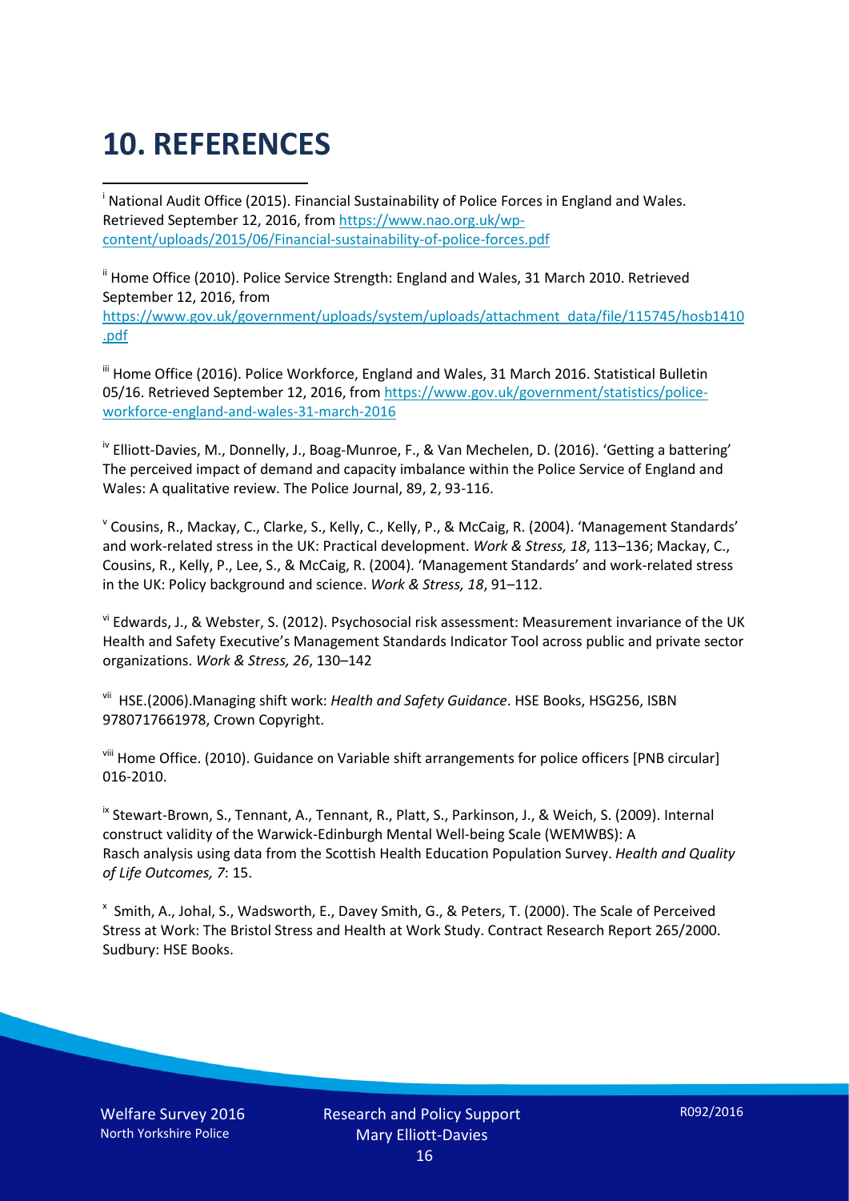# 10. REFERENCES

[i] National Audit Office (2015). Financial Sustainability of Police Forces in England and Wales. Retrieved September 12, 2016, from https://www.nao.org.uk/wp-content/uploads/2015/06/Financial-sustainability-of-police-forces.pdf

[ii] Home Office (2010). Police Service Strength: England and Wales, 31 March 2010. Retrieved September 12, 2016, from https://www.gov.uk/government/uploads/system/uploads/attachment_data/file/115745/hosb1410.pdf

[iii] Home Office (2016). Police Workforce, England and Wales, 31 March 2016. Statistical Bulletin 05/16. Retrieved September 12, 2016, from https://www.gov.uk/government/statistics/police-workforce-england-and-wales-31-march-2016

[iv] Elliott-Davies, M., Donnelly, J., Boag-Munroe, F., & Van Mechelen, D. (2016). 'Getting a battering' The perceived impact of demand and capacity imbalance within the Police Service of England and Wales: A qualitative review. The Police Journal, 89, 2, 93-116.

[v] Cousins, R., Mackay, C., Clarke, S., Kelly, C., Kelly, P., & McCaig, R. (2004). 'Management Standards' and work-related stress in the UK: Practical development. *Work & Stress, 18*, 113–136; Mackay, C., Cousins, R., Kelly, P., Lee, S., & McCaig, R. (2004). 'Management Standards' and work-related stress in the UK: Policy background and science. *Work & Stress, 18*, 91–112.

[vi] Edwards, J., & Webster, S. (2012). Psychosocial risk assessment: Measurement invariance of the UK Health and Safety Executive's Management Standards Indicator Tool across public and private sector organizations. *Work & Stress, 26*, 130–142

[vii] HSE.(2006).Managing shift work: *Health and Safety Guidance*. HSE Books, HSG256, ISBN 9780717661978, Crown Copyright.

[viii] Home Office. (2010). Guidance on Variable shift arrangements for police officers [PNB circular] 016-2010.

[ix] Stewart-Brown, S., Tennant, A., Tennant, R., Platt, S., Parkinson, J., & Weich, S. (2009). Internal construct validity of the Warwick-Edinburgh Mental Well-being Scale (WEMWBS): A Rasch analysis using data from the Scottish Health Education Population Survey. *Health and Quality of Life Outcomes, 7*: 15.

[x] Smith, A., Johal, S., Wadsworth, E., Davey Smith, G., & Peters, T. (2000). The Scale of Perceived Stress at Work: The Bristol Stress and Health at Work Study. Contract Research Report 265/2000. Sudbury: HSE Books.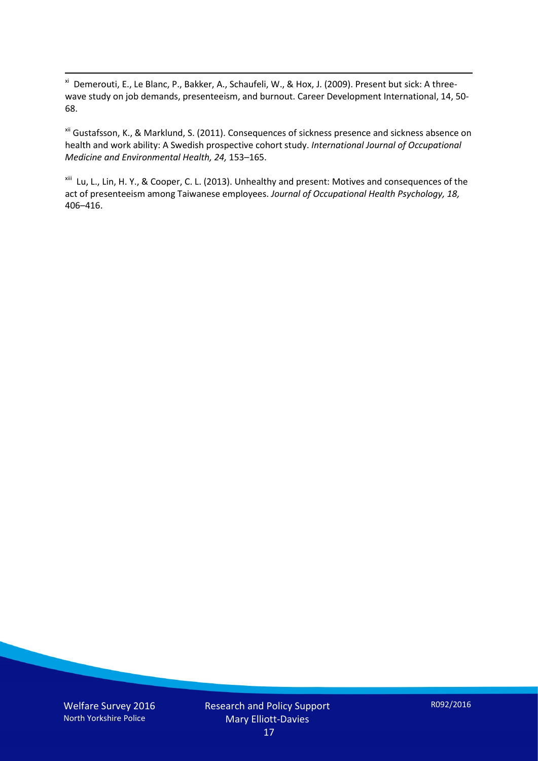[xi] Demerouti, E., Le Blanc, P., Bakker, A., Schaufeli, W., & Hox, J. (2009). Present but sick: A three-wave study on job demands, presenteeism, and burnout. Career Development International, 14, 50-68.

[xii] Gustafsson, K., & Marklund, S. (2011). Consequences of sickness presence and sickness absence on health and work ability: A Swedish prospective cohort study. *International Journal of Occupational Medicine and Environmental Health, 24,* 153–165.

[xiii] Lu, L., Lin, H. Y., & Cooper, C. L. (2013). Unhealthy and present: Motives and consequences of the act of presenteeism among Taiwanese employees. *Journal of Occupational Health Psychology, 18,* 406–416.